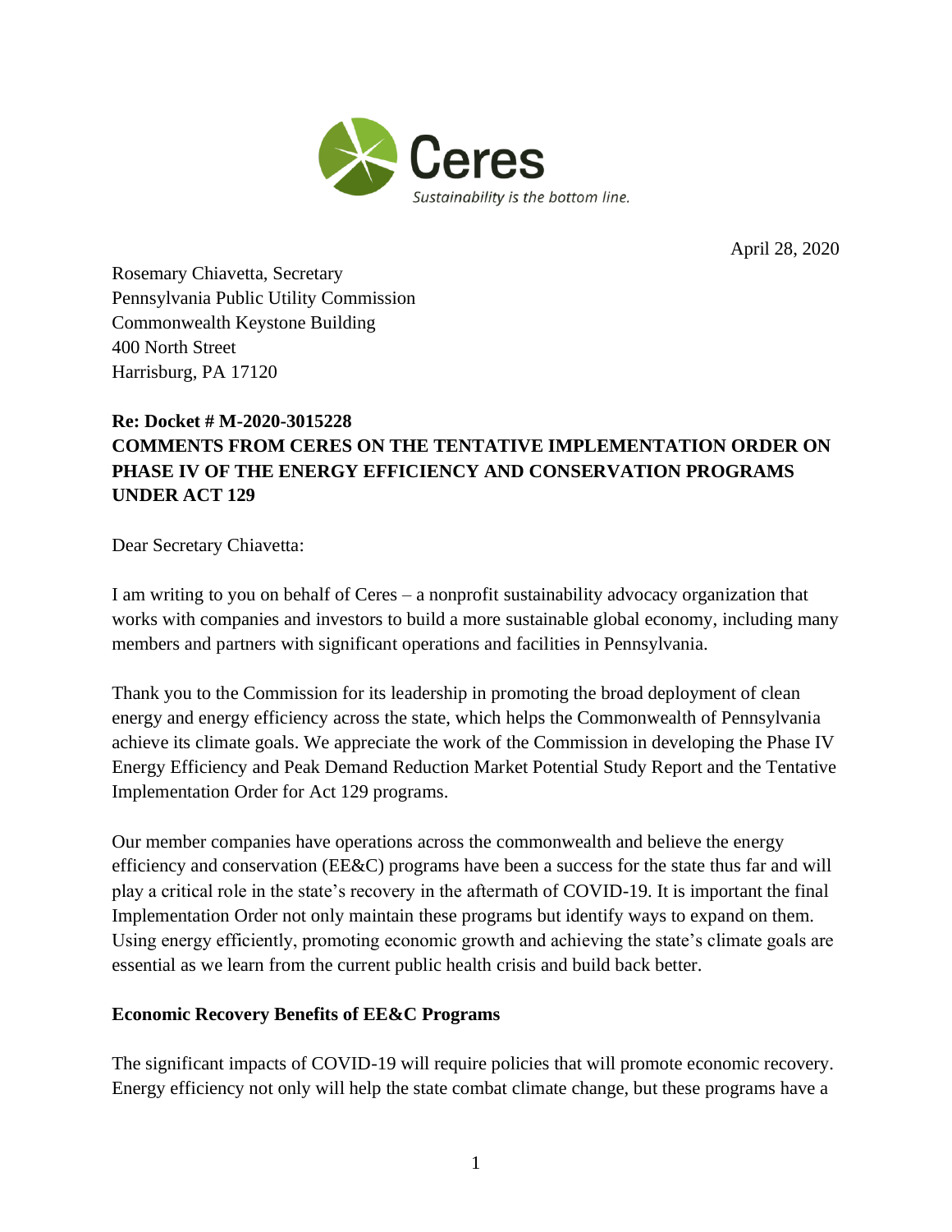Ceres

*Sustainability is the bottom line.*

April 28, 2020

Rosemary Chiavetta, Secretary
Pennsylvania Public Utility Commission
Commonwealth Keystone Building
400 North Street
Harrisburg, PA 17120

**Re: Docket # M-2020-3015228**
**COMMENTS FROM CERES ON THE TENTATIVE IMPLEMENTATION ORDER ON PHASE IV OF THE ENERGY EFFICIENCY AND CONSERVATION PROGRAMS UNDER ACT 129**

Dear Secretary Chiavetta:

I am writing to you on behalf of Ceres – a nonprofit sustainability advocacy organization that works with companies and investors to build a more sustainable global economy, including many members and partners with significant operations and facilities in Pennsylvania.

Thank you to the Commission for its leadership in promoting the broad deployment of clean energy and energy efficiency across the state, which helps the Commonwealth of Pennsylvania achieve its climate goals. We appreciate the work of the Commission in developing the Phase IV Energy Efficiency and Peak Demand Reduction Market Potential Study Report and the Tentative Implementation Order for Act 129 programs.

Our member companies have operations across the commonwealth and believe the energy efficiency and conservation (EE&C) programs have been a success for the state thus far and will play a critical role in the state's recovery in the aftermath of COVID-19. It is important the final Implementation Order not only maintain these programs but identify ways to expand on them. Using energy efficiently, promoting economic growth and achieving the state's climate goals are essential as we learn from the current public health crisis and build back better.

**Economic Recovery Benefits of EE&C Programs**

The significant impacts of COVID-19 will require policies that will promote economic recovery. Energy efficiency not only will help the state combat climate change, but these programs have a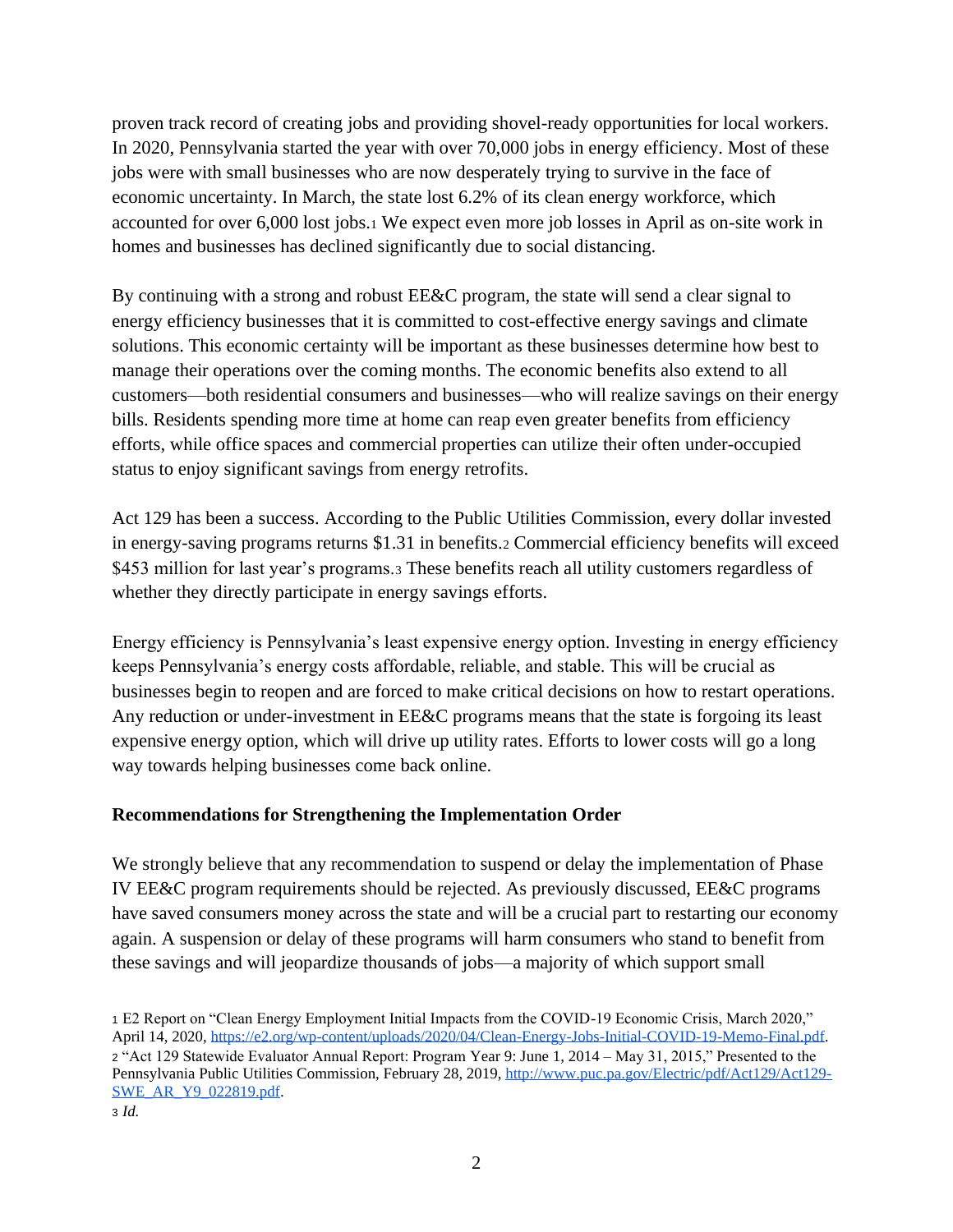proven track record of creating jobs and providing shovel-ready opportunities for local workers. In 2020, Pennsylvania started the year with over 70,000 jobs in energy efficiency. Most of these jobs were with small businesses who are now desperately trying to survive in the face of economic uncertainty. In March, the state lost 6.2% of its clean energy workforce, which accounted for over 6,000 lost jobs.[1] We expect even more job losses in April as on-site work in homes and businesses has declined significantly due to social distancing.

By continuing with a strong and robust EE&C program, the state will send a clear signal to energy efficiency businesses that it is committed to cost-effective energy savings and climate solutions. This economic certainty will be important as these businesses determine how best to manage their operations over the coming months. The economic benefits also extend to all customers—both residential consumers and businesses—who will realize savings on their energy bills. Residents spending more time at home can reap even greater benefits from efficiency efforts, while office spaces and commercial properties can utilize their often under-occupied status to enjoy significant savings from energy retrofits.

Act 129 has been a success. According to the Public Utilities Commission, every dollar invested in energy-saving programs returns $1.31 in benefits.[2] Commercial efficiency benefits will exceed $453 million for last year's programs.[3] These benefits reach all utility customers regardless of whether they directly participate in energy savings efforts.

Energy efficiency is Pennsylvania's least expensive energy option. Investing in energy efficiency keeps Pennsylvania's energy costs affordable, reliable, and stable. This will be crucial as businesses begin to reopen and are forced to make critical decisions on how to restart operations. Any reduction or under-investment in EE&C programs means that the state is forgoing its least expensive energy option, which will drive up utility rates. Efforts to lower costs will go a long way towards helping businesses come back online.

**Recommendations for Strengthening the Implementation Order**

We strongly believe that any recommendation to suspend or delay the implementation of Phase IV EE&C program requirements should be rejected. As previously discussed, EE&C programs have saved consumers money across the state and will be a crucial part to restarting our economy again. A suspension or delay of these programs will harm consumers who stand to benefit from these savings and will jeopardize thousands of jobs—a majority of which support small

[1] E2 Report on "Clean Energy Employment Initial Impacts from the COVID-19 Economic Crisis, March 2020," April 14, 2020, https://e2.org/wp-content/uploads/2020/04/Clean-Energy-Jobs-Initial-COVID-19-Memo-Final.pdf.

[2] "Act 129 Statewide Evaluator Annual Report: Program Year 9: June 1, 2014 – May 31, 2015," Presented to the Pennsylvania Public Utilities Commission, February 28, 2019, http://www.puc.pa.gov/Electric/pdf/Act129/Act129-SWE_AR_Y9_022819.pdf.

[3] *Id.*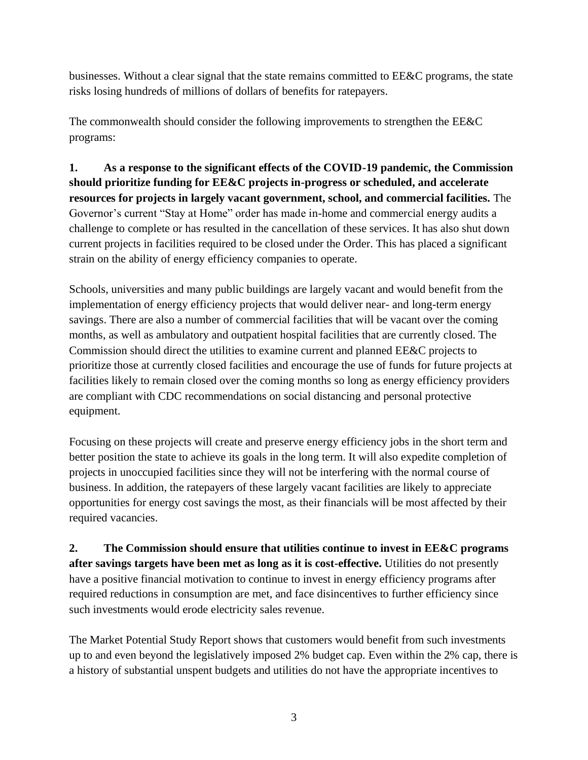businesses. Without a clear signal that the state remains committed to EE&C programs, the state risks losing hundreds of millions of dollars of benefits for ratepayers.

The commonwealth should consider the following improvements to strengthen the EE&C programs:

**1. As a response to the significant effects of the COVID-19 pandemic, the Commission should prioritize funding for EE&C projects in-progress or scheduled, and accelerate resources for projects in largely vacant government, school, and commercial facilities.** The Governor's current "Stay at Home" order has made in-home and commercial energy audits a challenge to complete or has resulted in the cancellation of these services. It has also shut down current projects in facilities required to be closed under the Order. This has placed a significant strain on the ability of energy efficiency companies to operate.

Schools, universities and many public buildings are largely vacant and would benefit from the implementation of energy efficiency projects that would deliver near- and long-term energy savings. There are also a number of commercial facilities that will be vacant over the coming months, as well as ambulatory and outpatient hospital facilities that are currently closed. The Commission should direct the utilities to examine current and planned EE&C projects to prioritize those at currently closed facilities and encourage the use of funds for future projects at facilities likely to remain closed over the coming months so long as energy efficiency providers are compliant with CDC recommendations on social distancing and personal protective equipment.

Focusing on these projects will create and preserve energy efficiency jobs in the short term and better position the state to achieve its goals in the long term. It will also expedite completion of projects in unoccupied facilities since they will not be interfering with the normal course of business. In addition, the ratepayers of these largely vacant facilities are likely to appreciate opportunities for energy cost savings the most, as their financials will be most affected by their required vacancies.

**2. The Commission should ensure that utilities continue to invest in EE&C programs after savings targets have been met as long as it is cost-effective.** Utilities do not presently have a positive financial motivation to continue to invest in energy efficiency programs after required reductions in consumption are met, and face disincentives to further efficiency since such investments would erode electricity sales revenue.

The Market Potential Study Report shows that customers would benefit from such investments up to and even beyond the legislatively imposed 2% budget cap. Even within the 2% cap, there is a history of substantial unspent budgets and utilities do not have the appropriate incentives to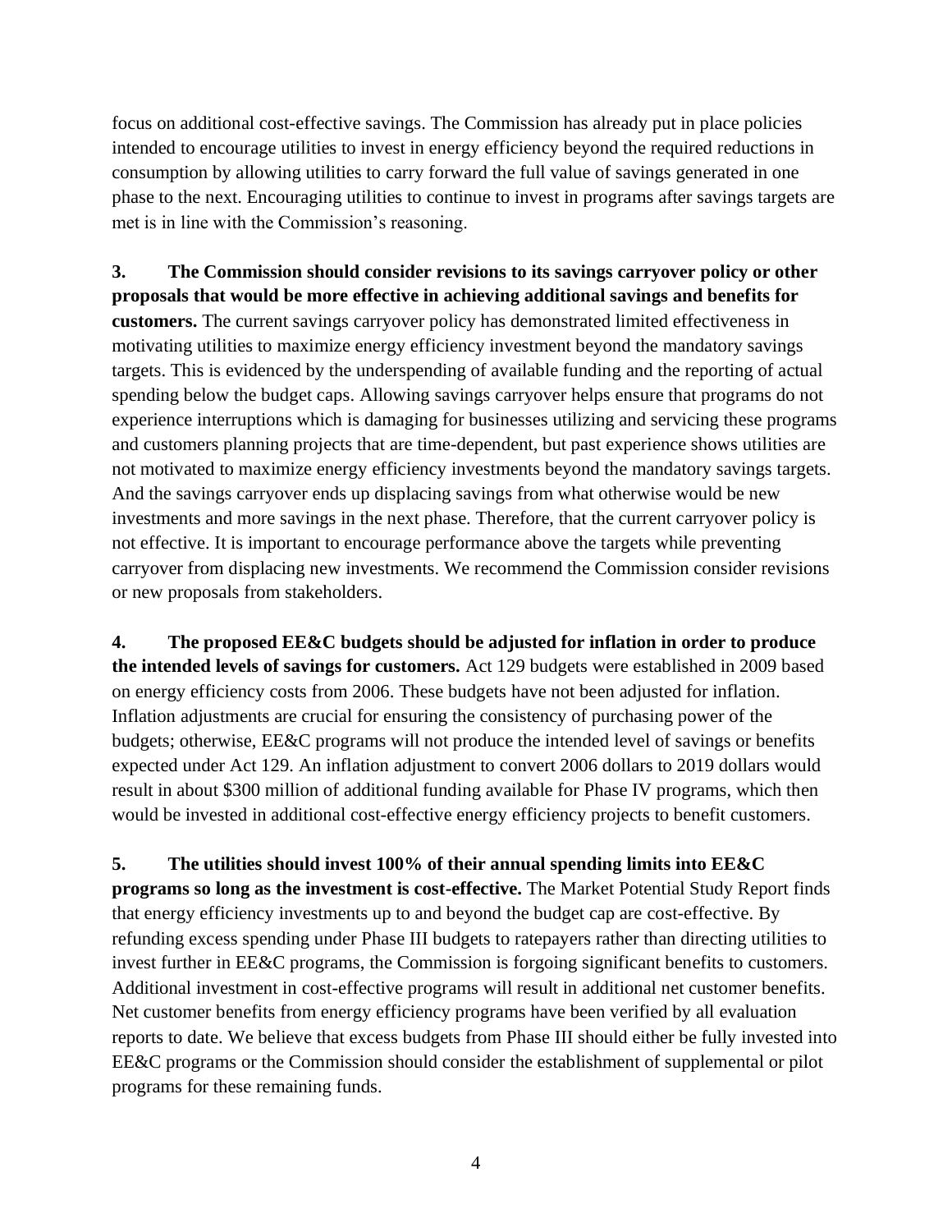focus on additional cost-effective savings. The Commission has already put in place policies intended to encourage utilities to invest in energy efficiency beyond the required reductions in consumption by allowing utilities to carry forward the full value of savings generated in one phase to the next. Encouraging utilities to continue to invest in programs after savings targets are met is in line with the Commission's reasoning.

**3. The Commission should consider revisions to its savings carryover policy or other proposals that would be more effective in achieving additional savings and benefits for customers.** The current savings carryover policy has demonstrated limited effectiveness in motivating utilities to maximize energy efficiency investment beyond the mandatory savings targets. This is evidenced by the underspending of available funding and the reporting of actual spending below the budget caps. Allowing savings carryover helps ensure that programs do not experience interruptions which is damaging for businesses utilizing and servicing these programs and customers planning projects that are time-dependent, but past experience shows utilities are not motivated to maximize energy efficiency investments beyond the mandatory savings targets. And the savings carryover ends up displacing savings from what otherwise would be new investments and more savings in the next phase. Therefore, that the current carryover policy is not effective. It is important to encourage performance above the targets while preventing carryover from displacing new investments. We recommend the Commission consider revisions or new proposals from stakeholders.

**4. The proposed EE&C budgets should be adjusted for inflation in order to produce the intended levels of savings for customers.** Act 129 budgets were established in 2009 based on energy efficiency costs from 2006. These budgets have not been adjusted for inflation. Inflation adjustments are crucial for ensuring the consistency of purchasing power of the budgets; otherwise, EE&C programs will not produce the intended level of savings or benefits expected under Act 129. An inflation adjustment to convert 2006 dollars to 2019 dollars would result in about $300 million of additional funding available for Phase IV programs, which then would be invested in additional cost-effective energy efficiency projects to benefit customers.

**5. The utilities should invest 100% of their annual spending limits into EE&C programs so long as the investment is cost-effective.** The Market Potential Study Report finds that energy efficiency investments up to and beyond the budget cap are cost-effective. By refunding excess spending under Phase III budgets to ratepayers rather than directing utilities to invest further in EE&C programs, the Commission is forgoing significant benefits to customers. Additional investment in cost-effective programs will result in additional net customer benefits. Net customer benefits from energy efficiency programs have been verified by all evaluation reports to date. We believe that excess budgets from Phase III should either be fully invested into EE&C programs or the Commission should consider the establishment of supplemental or pilot programs for these remaining funds.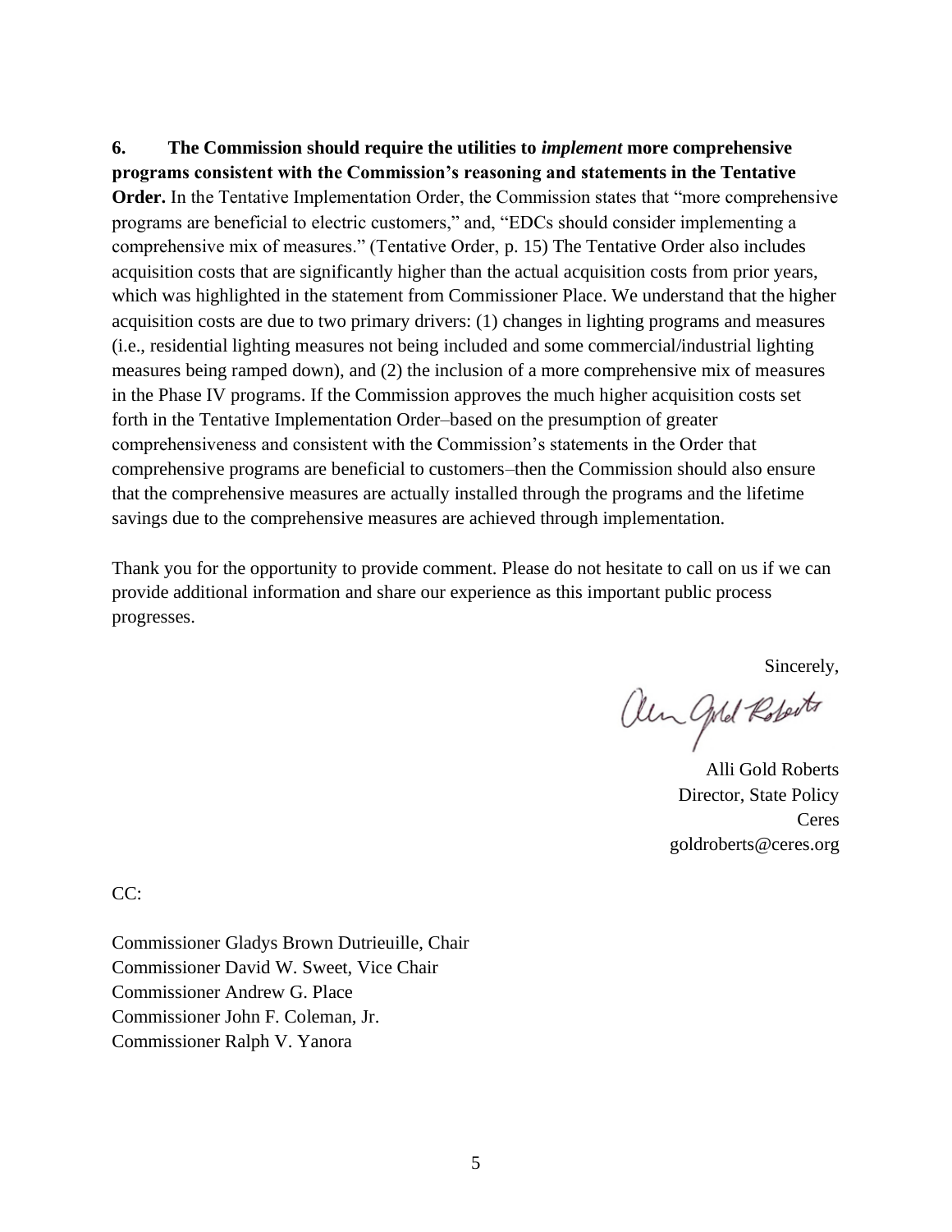**6. The Commission should require the utilities to *implement* more comprehensive programs consistent with the Commission's reasoning and statements in the Tentative Order.** In the Tentative Implementation Order, the Commission states that "more comprehensive programs are beneficial to electric customers," and, "EDCs should consider implementing a comprehensive mix of measures." (Tentative Order, p. 15) The Tentative Order also includes acquisition costs that are significantly higher than the actual acquisition costs from prior years, which was highlighted in the statement from Commissioner Place. We understand that the higher acquisition costs are due to two primary drivers: (1) changes in lighting programs and measures (i.e., residential lighting measures not being included and some commercial/industrial lighting measures being ramped down), and (2) the inclusion of a more comprehensive mix of measures in the Phase IV programs. If the Commission approves the much higher acquisition costs set forth in the Tentative Implementation Order–based on the presumption of greater comprehensiveness and consistent with the Commission's statements in the Order that comprehensive programs are beneficial to customers–then the Commission should also ensure that the comprehensive measures are actually installed through the programs and the lifetime savings due to the comprehensive measures are achieved through implementation.

Thank you for the opportunity to provide comment. Please do not hesitate to call on us if we can provide additional information and share our experience as this important public process progresses.

Sincerely,

Alli Gold Roberts
Director, State Policy
Ceres
goldroberts@ceres.org

CC:

Commissioner Gladys Brown Dutrieuille, Chair
Commissioner David W. Sweet, Vice Chair
Commissioner Andrew G. Place
Commissioner John F. Coleman, Jr.
Commissioner Ralph V. Yanora